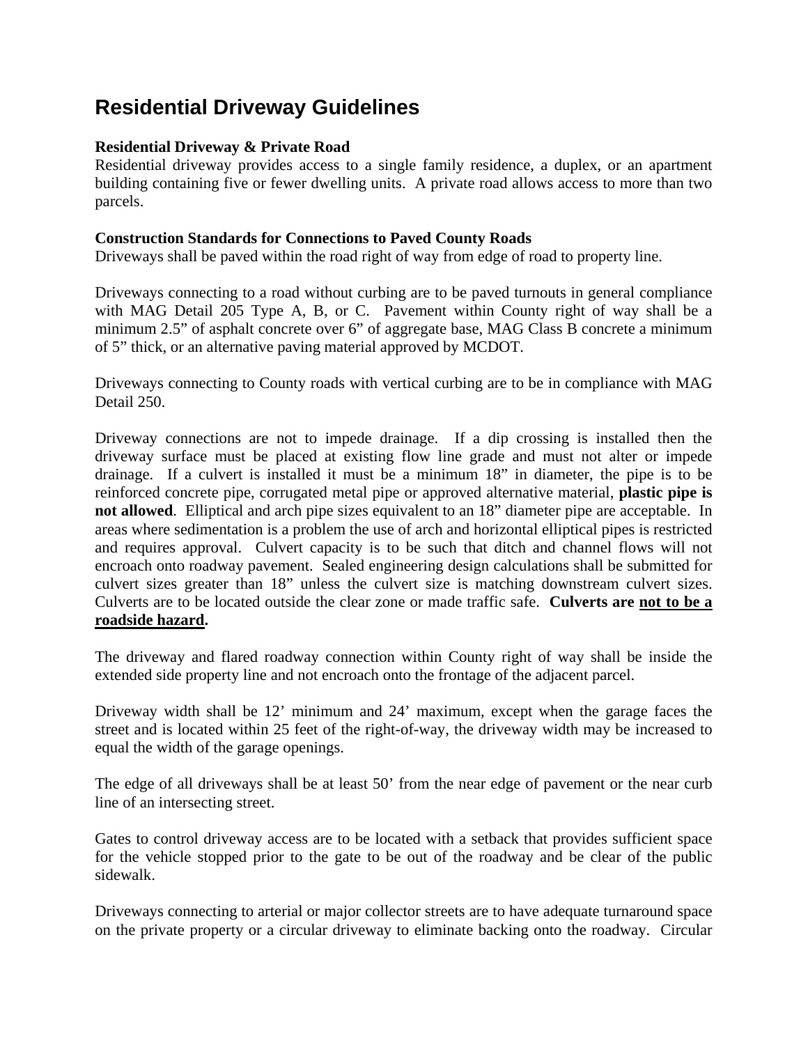# Residential Driveway Guidelines

**Residential Driveway & Private Road**

Residential driveway provides access to a single family residence, a duplex, or an apartment building containing five or fewer dwelling units. A private road allows access to more than two parcels.

**Construction Standards for Connections to Paved County Roads**

Driveways shall be paved within the road right of way from edge of road to property line.

Driveways connecting to a road without curbing are to be paved turnouts in general compliance with MAG Detail 205 Type A, B, or C. Pavement within County right of way shall be a minimum 2.5" of asphalt concrete over 6" of aggregate base, MAG Class B concrete a minimum of 5" thick, or an alternative paving material approved by MCDOT.

Driveways connecting to County roads with vertical curbing are to be in compliance with MAG Detail 250.

Driveway connections are not to impede drainage. If a dip crossing is installed then the driveway surface must be placed at existing flow line grade and must not alter or impede drainage. If a culvert is installed it must be a minimum 18" in diameter, the pipe is to be reinforced concrete pipe, corrugated metal pipe or approved alternative material, **plastic pipe is not allowed**. Elliptical and arch pipe sizes equivalent to an 18" diameter pipe are acceptable. In areas where sedimentation is a problem the use of arch and horizontal elliptical pipes is restricted and requires approval. Culvert capacity is to be such that ditch and channel flows will not encroach onto roadway pavement. Sealed engineering design calculations shall be submitted for culvert sizes greater than 18" unless the culvert size is matching downstream culvert sizes. Culverts are to be located outside the clear zone or made traffic safe. **Culverts are <u>not to be a roadside hazard</u>.**

The driveway and flared roadway connection within County right of way shall be inside the extended side property line and not encroach onto the frontage of the adjacent parcel.

Driveway width shall be 12' minimum and 24' maximum, except when the garage faces the street and is located within 25 feet of the right-of-way, the driveway width may be increased to equal the width of the garage openings.

The edge of all driveways shall be at least 50' from the near edge of pavement or the near curb line of an intersecting street.

Gates to control driveway access are to be located with a setback that provides sufficient space for the vehicle stopped prior to the gate to be out of the roadway and be clear of the public sidewalk.

Driveways connecting to arterial or major collector streets are to have adequate turnaround space on the private property or a circular driveway to eliminate backing onto the roadway. Circular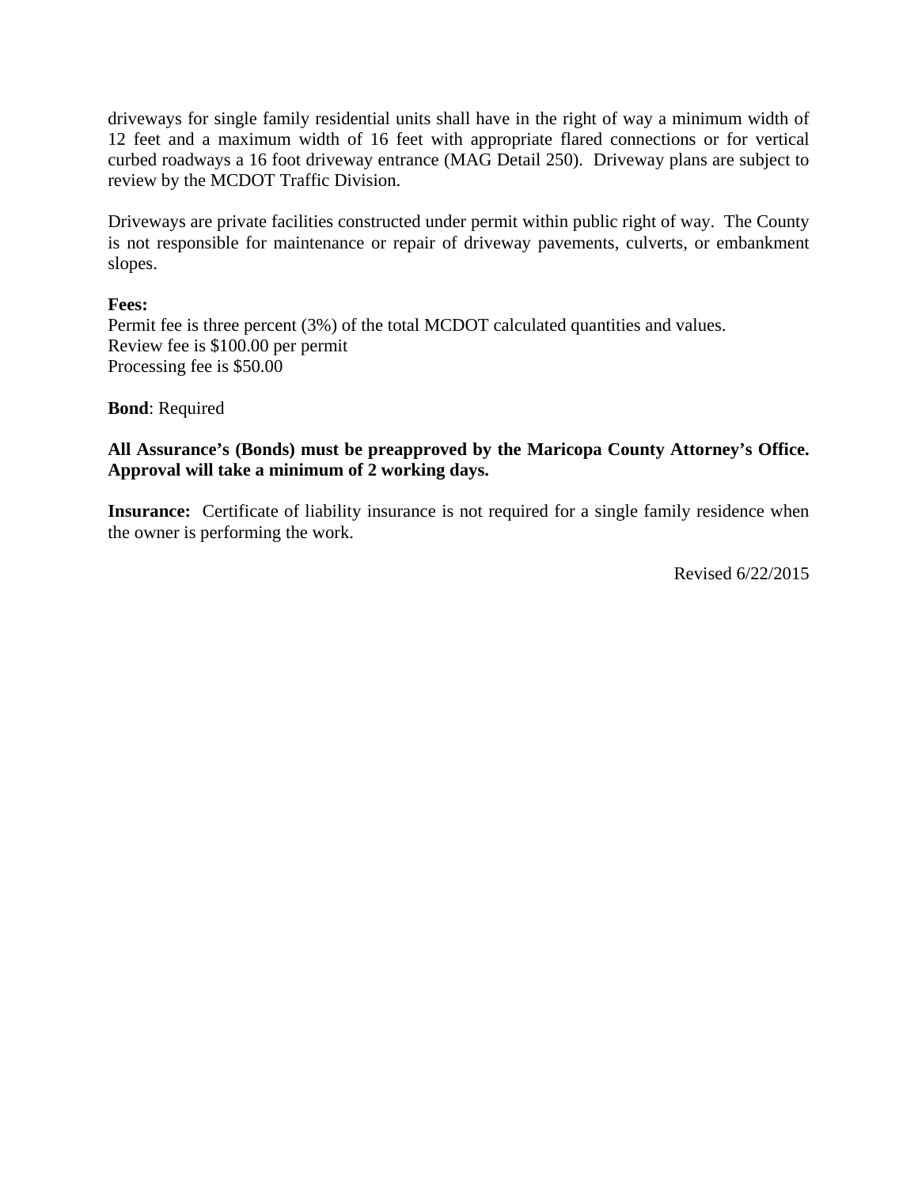driveways for single family residential units shall have in the right of way a minimum width of 12 feet and a maximum width of 16 feet with appropriate flared connections or for vertical curbed roadways a 16 foot driveway entrance (MAG Detail 250). Driveway plans are subject to review by the MCDOT Traffic Division.

Driveways are private facilities constructed under permit within public right of way. The County is not responsible for maintenance or repair of driveway pavements, culverts, or embankment slopes.

**Fees:**
Permit fee is three percent (3%) of the total MCDOT calculated quantities and values.
Review fee is $100.00 per permit
Processing fee is $50.00

**Bond**: Required

**All Assurance's (Bonds) must be preapproved by the Maricopa County Attorney's Office. Approval will take a minimum of 2 working days.**

**Insurance:** Certificate of liability insurance is not required for a single family residence when the owner is performing the work.

Revised 6/22/2015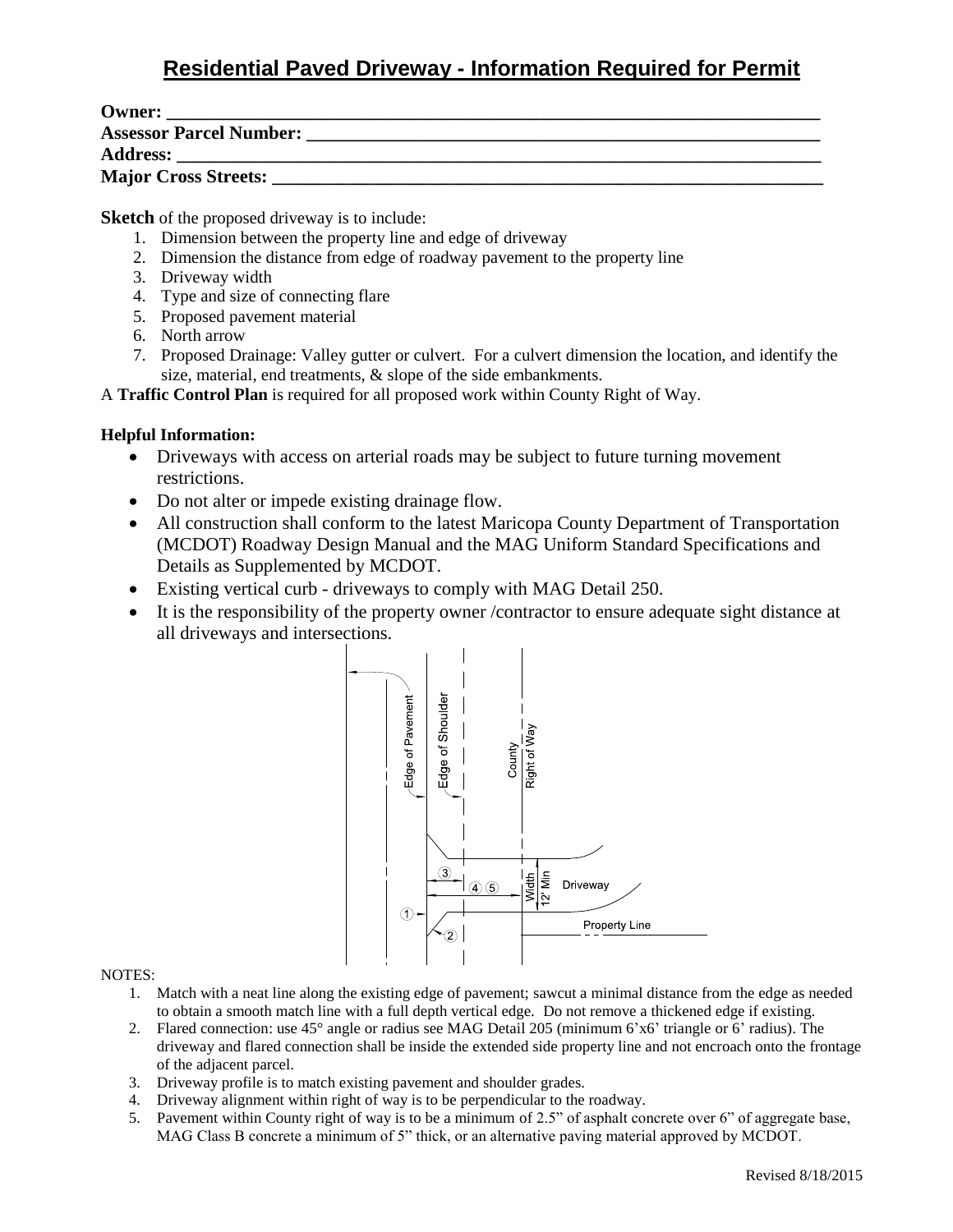# Residential Paved Driveway - Information Required for Permit

**Owner:** ___________________________________________________________________________
**Assessor Parcel Number:** ___________________________________________________________
**Address:** _________________________________________________________________________
**Major Cross Streets:** _______________________________________________________________

**Sketch** of the proposed driveway is to include:

1. Dimension between the property line and edge of driveway
2. Dimension the distance from edge of roadway pavement to the property line
3. Driveway width
4. Type and size of connecting flare
5. Proposed pavement material
6. North arrow
7. Proposed Drainage: Valley gutter or culvert. For a culvert dimension the location, and identify the size, material, end treatments, & slope of the side embankments.

A **Traffic Control Plan** is required for all proposed work within County Right of Way.

**Helpful Information:**

- Driveways with access on arterial roads may be subject to future turning movement restrictions.
- Do not alter or impede existing drainage flow.
- All construction shall conform to the latest Maricopa County Department of Transportation (MCDOT) Roadway Design Manual and the MAG Uniform Standard Specifications and Details as Supplemented by MCDOT.
- Existing vertical curb - driveways to comply with MAG Detail 250.
- It is the responsibility of the property owner /contractor to ensure adequate sight distance at all driveways and intersections.

Edge of Pavement
Edge of Shoulder
County Right of Way
3
4 5
Width 12' Min
Driveway
1
2
Property Line

NOTES:

1. Match with a neat line along the existing edge of pavement; sawcut a minimal distance from the edge as needed to obtain a smooth match line with a full depth vertical edge. Do not remove a thickened edge if existing.
2. Flared connection: use 45° angle or radius see MAG Detail 205 (minimum 6'x6' triangle or 6' radius). The driveway and flared connection shall be inside the extended side property line and not encroach onto the frontage of the adjacent parcel.
3. Driveway profile is to match existing pavement and shoulder grades.
4. Driveway alignment within right of way is to be perpendicular to the roadway.
5. Pavement within County right of way is to be a minimum of 2.5" of asphalt concrete over 6" of aggregate base, MAG Class B concrete a minimum of 5" thick, or an alternative paving material approved by MCDOT.

Revised 8/18/2015